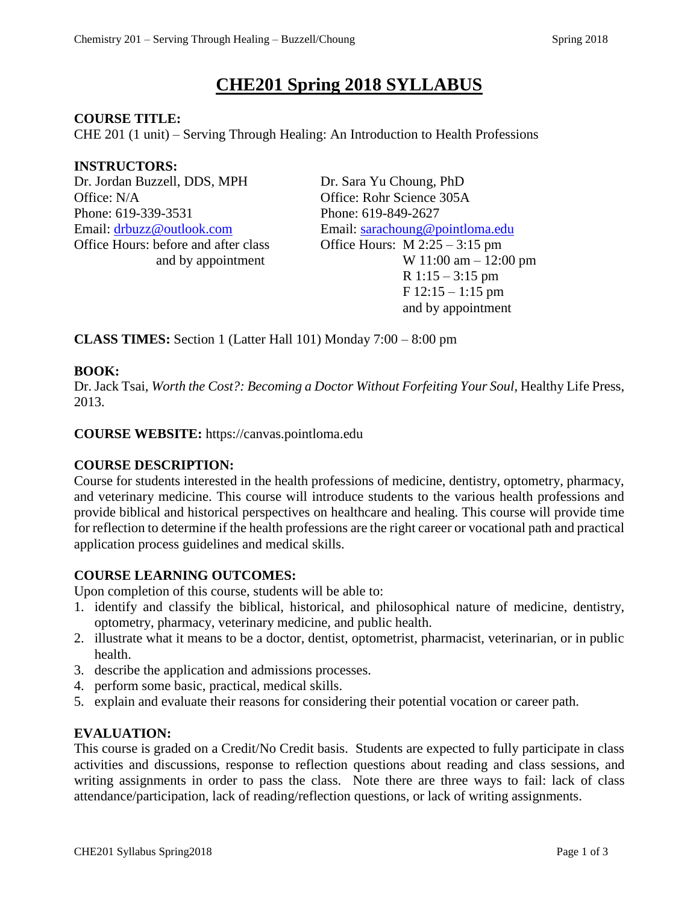# CHE201 Spring 2018 SYLLABUS

**COURSE TITLE:**
CHE 201 (1 unit) – Serving Through Healing: An Introduction to Health Professions

**INSTRUCTORS:**

Dr. Jordan Buzzell, DDS, MPH
Office: N/A
Phone: 619-339-3531
Email: drbuzz@outlook.com
Office Hours: before and after class and by appointment

Dr. Sara Yu Choung, PhD
Office: Rohr Science 305A
Phone: 619-849-2627
Email: sarachoung@pointloma.edu
Office Hours: M 2:25 – 3:15 pm
W 11:00 am – 12:00 pm
R 1:15 – 3:15 pm
F 12:15 – 1:15 pm
and by appointment

**CLASS TIMES:** Section 1 (Latter Hall 101) Monday 7:00 – 8:00 pm

**BOOK:**
Dr. Jack Tsai, *Worth the Cost?: Becoming a Doctor Without Forfeiting Your Soul*, Healthy Life Press, 2013.

**COURSE WEBSITE:** https://canvas.pointloma.edu

**COURSE DESCRIPTION:**
Course for students interested in the health professions of medicine, dentistry, optometry, pharmacy, and veterinary medicine. This course will introduce students to the various health professions and provide biblical and historical perspectives on healthcare and healing. This course will provide time for reflection to determine if the health professions are the right career or vocational path and practical application process guidelines and medical skills.

**COURSE LEARNING OUTCOMES:**
Upon completion of this course, students will be able to:

1. identify and classify the biblical, historical, and philosophical nature of medicine, dentistry, optometry, pharmacy, veterinary medicine, and public health.
2. illustrate what it means to be a doctor, dentist, optometrist, pharmacist, veterinarian, or in public health.
3. describe the application and admissions processes.
4. perform some basic, practical, medical skills.
5. explain and evaluate their reasons for considering their potential vocation or career path.

**EVALUATION:**
This course is graded on a Credit/No Credit basis. Students are expected to fully participate in class activities and discussions, response to reflection questions about reading and class sessions, and writing assignments in order to pass the class. Note there are three ways to fail: lack of class attendance/participation, lack of reading/reflection questions, or lack of writing assignments.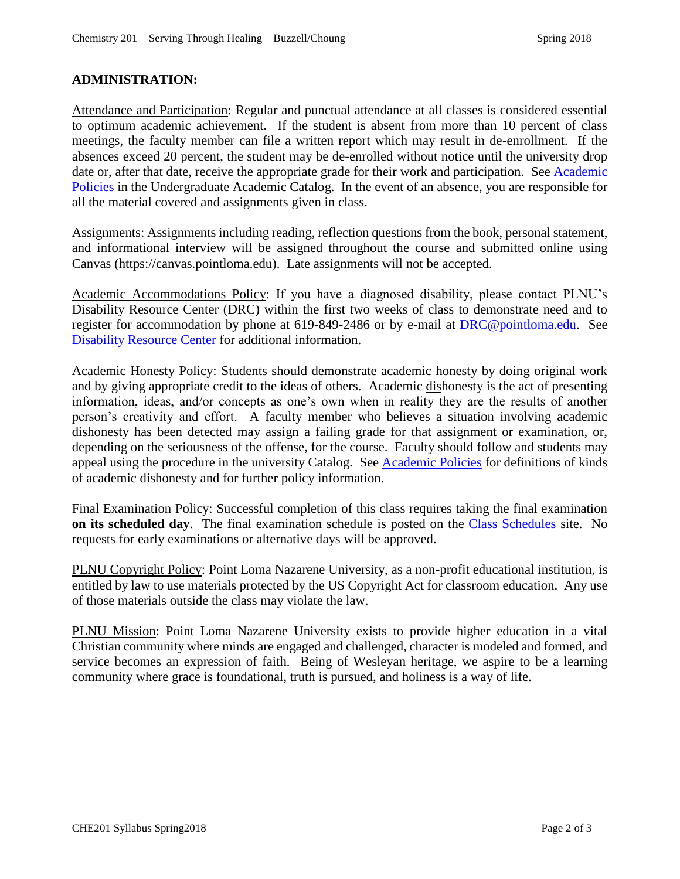## ADMINISTRATION:

Attendance and Participation: Regular and punctual attendance at all classes is considered essential to optimum academic achievement. If the student is absent from more than 10 percent of class meetings, the faculty member can file a written report which may result in de-enrollment. If the absences exceed 20 percent, the student may be de-enrolled without notice until the university drop date or, after that date, receive the appropriate grade for their work and participation. See Academic Policies in the Undergraduate Academic Catalog. In the event of an absence, you are responsible for all the material covered and assignments given in class.

Assignments: Assignments including reading, reflection questions from the book, personal statement, and informational interview will be assigned throughout the course and submitted online using Canvas (https://canvas.pointloma.edu). Late assignments will not be accepted.

Academic Accommodations Policy: If you have a diagnosed disability, please contact PLNU's Disability Resource Center (DRC) within the first two weeks of class to demonstrate need and to register for accommodation by phone at 619-849-2486 or by e-mail at DRC@pointloma.edu. See Disability Resource Center for additional information.

Academic Honesty Policy: Students should demonstrate academic honesty by doing original work and by giving appropriate credit to the ideas of others. Academic dishonesty is the act of presenting information, ideas, and/or concepts as one's own when in reality they are the results of another person's creativity and effort. A faculty member who believes a situation involving academic dishonesty has been detected may assign a failing grade for that assignment or examination, or, depending on the seriousness of the offense, for the course. Faculty should follow and students may appeal using the procedure in the university Catalog. See Academic Policies for definitions of kinds of academic dishonesty and for further policy information.

Final Examination Policy: Successful completion of this class requires taking the final examination **on its scheduled day**. The final examination schedule is posted on the Class Schedules site. No requests for early examinations or alternative days will be approved.

PLNU Copyright Policy: Point Loma Nazarene University, as a non-profit educational institution, is entitled by law to use materials protected by the US Copyright Act for classroom education. Any use of those materials outside the class may violate the law.

PLNU Mission: Point Loma Nazarene University exists to provide higher education in a vital Christian community where minds are engaged and challenged, character is modeled and formed, and service becomes an expression of faith. Being of Wesleyan heritage, we aspire to be a learning community where grace is foundational, truth is pursued, and holiness is a way of life.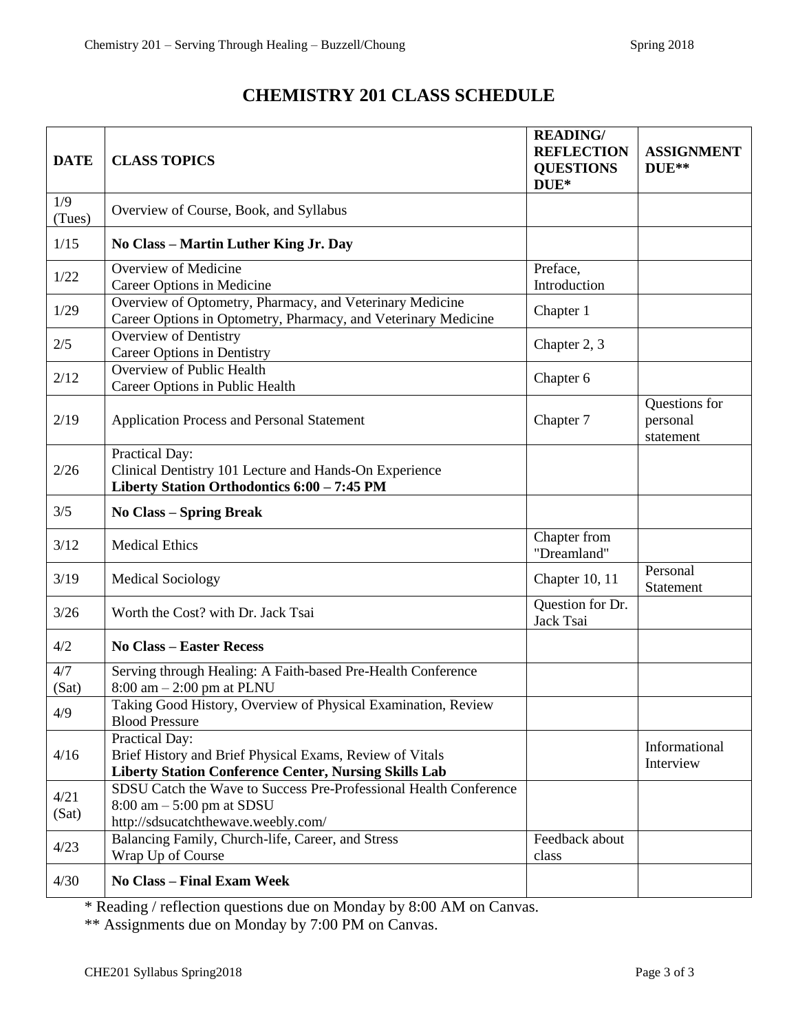# CHEMISTRY 201 CLASS SCHEDULE

| DATE | CLASS TOPICS | READING/ REFLECTION QUESTIONS DUE* | ASSIGNMENT DUE** |
|---|---|---|---|
| 1/9 (Tues) | Overview of Course, Book, and Syllabus | | |
| 1/15 | **No Class – Martin Luther King Jr. Day** | | |
| 1/22 | Overview of Medicine<br>Career Options in Medicine | Preface, Introduction | |
| 1/29 | Overview of Optometry, Pharmacy, and Veterinary Medicine<br>Career Options in Optometry, Pharmacy, and Veterinary Medicine | Chapter 1 | |
| 2/5 | Overview of Dentistry<br>Career Options in Dentistry | Chapter 2, 3 | |
| 2/12 | Overview of Public Health<br>Career Options in Public Health | Chapter 6 | |
| 2/19 | Application Process and Personal Statement | Chapter 7 | Questions for personal statement |
| 2/26 | Practical Day:<br>Clinical Dentistry 101 Lecture and Hands-On Experience<br>**Liberty Station Orthodontics 6:00 – 7:45 PM** | | |
| 3/5 | **No Class – Spring Break** | | |
| 3/12 | Medical Ethics | Chapter from "Dreamland" | |
| 3/19 | Medical Sociology | Chapter 10, 11 | Personal Statement |
| 3/26 | Worth the Cost? with Dr. Jack Tsai | Question for Dr. Jack Tsai | |
| 4/2 | **No Class – Easter Recess** | | |
| 4/7 (Sat) | Serving through Healing: A Faith-based Pre-Health Conference<br>8:00 am – 2:00 pm at PLNU | | |
| 4/9 | Taking Good History, Overview of Physical Examination, Review Blood Pressure | | |
| 4/16 | Practical Day:<br>Brief History and Brief Physical Exams, Review of Vitals<br>**Liberty Station Conference Center, Nursing Skills Lab** | | Informational Interview |
| 4/21 (Sat) | SDSU Catch the Wave to Success Pre-Professional Health Conference<br>8:00 am – 5:00 pm at SDSU<br>http://sdsucatchthewave.weebly.com/ | | |
| 4/23 | Balancing Family, Church-life, Career, and Stress<br>Wrap Up of Course | Feedback about class | |
| 4/30 | **No Class – Final Exam Week** | | |

* Reading / reflection questions due on Monday by 8:00 AM on Canvas.

** Assignments due on Monday by 7:00 PM on Canvas.